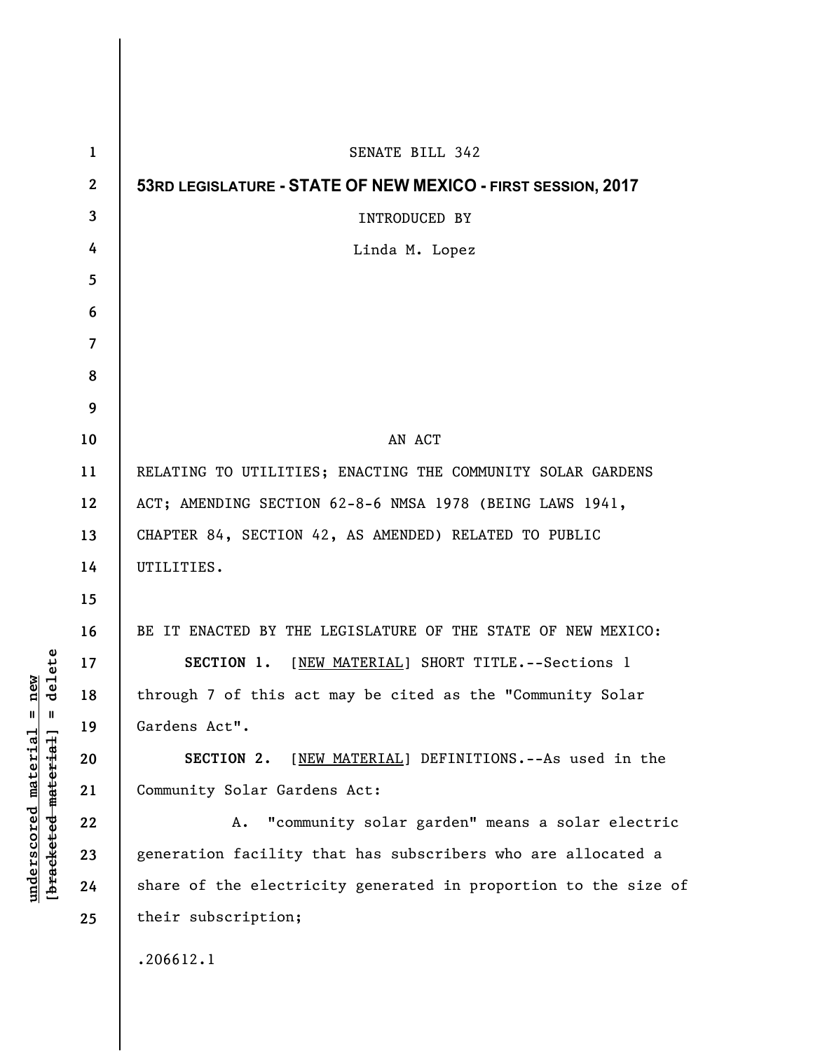SENATE BILL 342

**53RD LEGISLATURE - STATE OF NEW MEXICO - FIRST SESSION, 2017**

INTRODUCED BY

Linda M. Lopez

AN ACT

RELATING TO UTILITIES; ENACTING THE COMMUNITY SOLAR GARDENS ACT; AMENDING SECTION 62-8-6 NMSA 1978 (BEING LAWS 1941, CHAPTER 84, SECTION 42, AS AMENDED) RELATED TO PUBLIC UTILITIES.

BE IT ENACTED BY THE LEGISLATURE OF THE STATE OF NEW MEXICO:

**SECTION 1.** [NEW MATERIAL] SHORT TITLE.--Sections 1 through 7 of this act may be cited as the "Community Solar Gardens Act".

**SECTION 2.** [NEW MATERIAL] DEFINITIONS.--As used in the Community Solar Gardens Act:

A. "community solar garden" means a solar electric generation facility that has subscribers who are allocated a share of the electricity generated in proportion to the size of their subscription;

.206612.1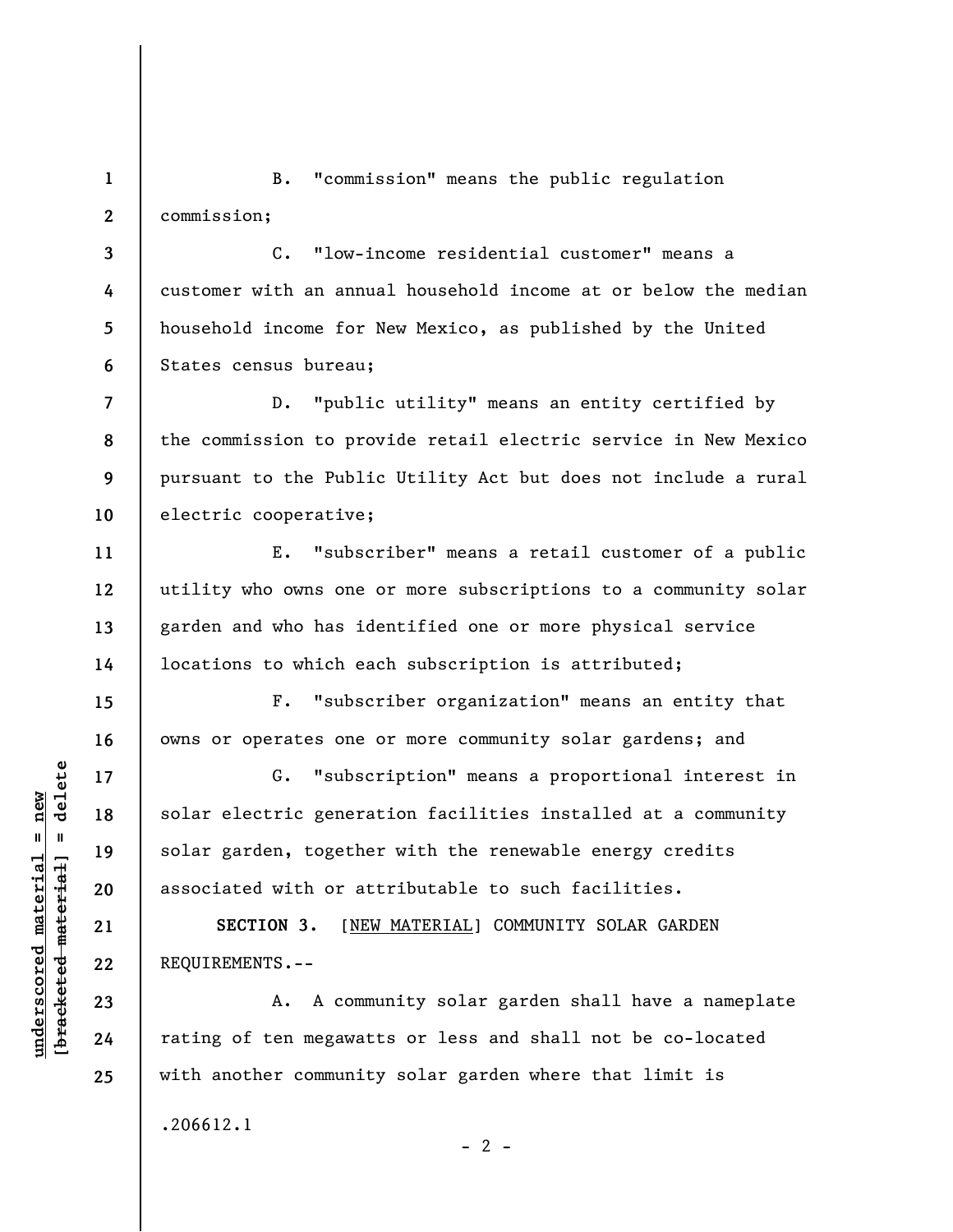B. "commission" means the public regulation commission;

C. "low-income residential customer" means a customer with an annual household income at or below the median household income for New Mexico, as published by the United States census bureau;

D. "public utility" means an entity certified by the commission to provide retail electric service in New Mexico pursuant to the Public Utility Act but does not include a rural electric cooperative;

E. "subscriber" means a retail customer of a public utility who owns one or more subscriptions to a community solar garden and who has identified one or more physical service locations to which each subscription is attributed;

F. "subscriber organization" means an entity that owns or operates one or more community solar gardens; and

G. "subscription" means a proportional interest in solar electric generation facilities installed at a community solar garden, together with the renewable energy credits associated with or attributable to such facilities.

**SECTION 3.** [NEW MATERIAL] COMMUNITY SOLAR GARDEN REQUIREMENTS.--

A. A community solar garden shall have a nameplate rating of ten megawatts or less and shall not be co-located with another community solar garden where that limit is

.206612.1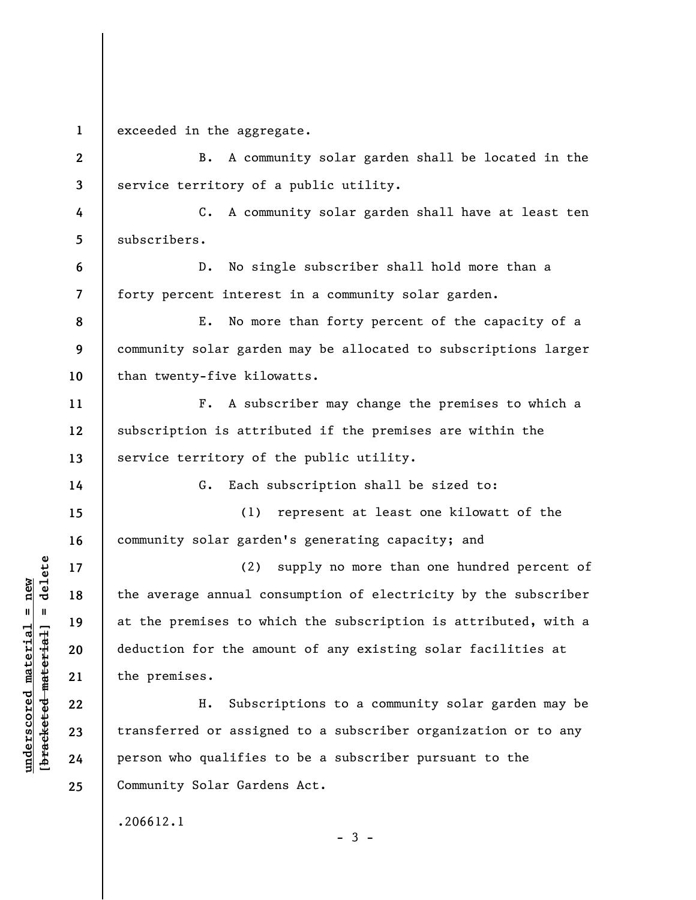exceeded in the aggregate.

B. A community solar garden shall be located in the service territory of a public utility.

C. A community solar garden shall have at least ten subscribers.

D. No single subscriber shall hold more than a forty percent interest in a community solar garden.

E. No more than forty percent of the capacity of a community solar garden may be allocated to subscriptions larger than twenty-five kilowatts.

F. A subscriber may change the premises to which a subscription is attributed if the premises are within the service territory of the public utility.

G. Each subscription shall be sized to:

(1) represent at least one kilowatt of the community solar garden's generating capacity; and

(2) supply no more than one hundred percent of the average annual consumption of electricity by the subscriber at the premises to which the subscription is attributed, with a deduction for the amount of any existing solar facilities at the premises.

H. Subscriptions to a community solar garden may be transferred or assigned to a subscriber organization or to any person who qualifies to be a subscriber pursuant to the Community Solar Gardens Act.

.206612.1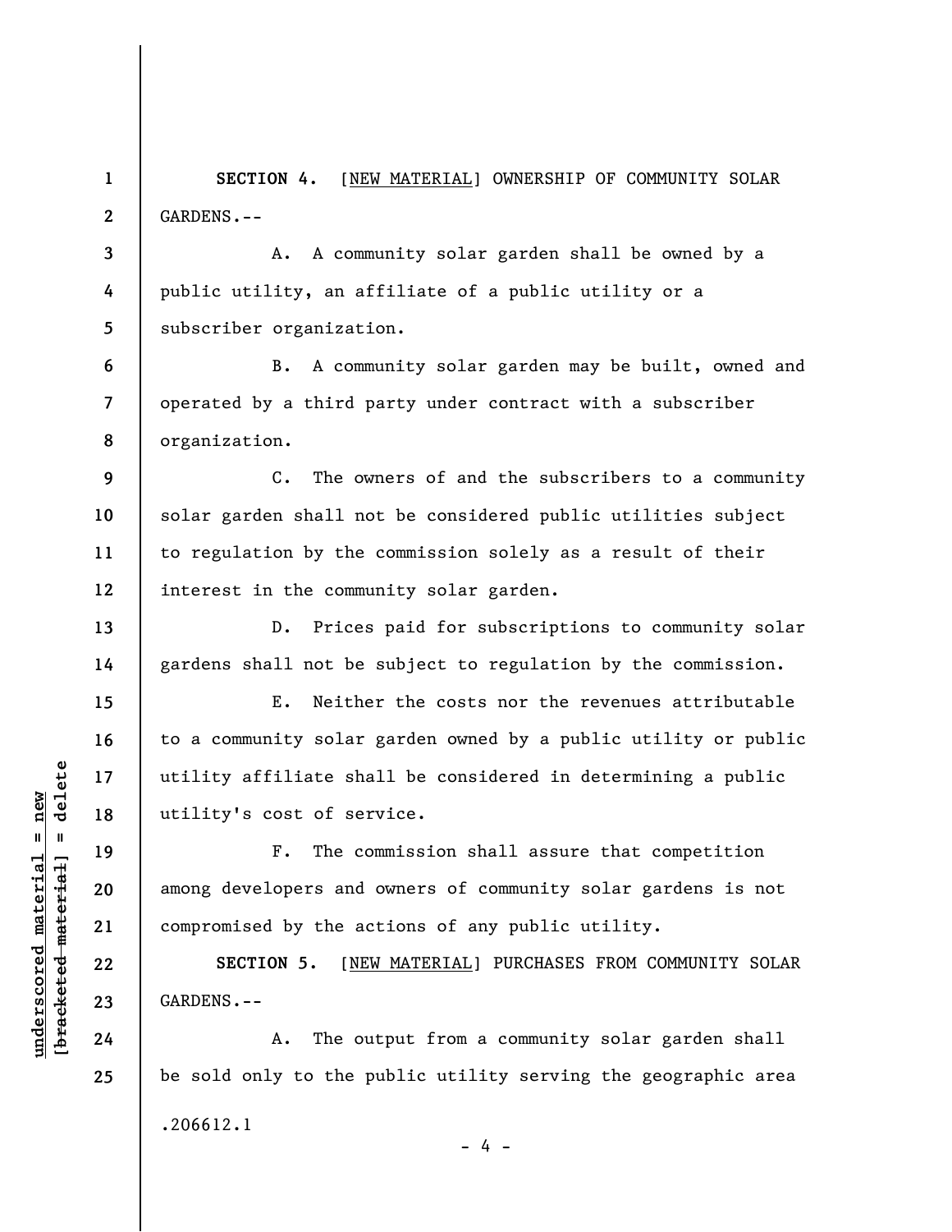**SECTION 4.** [<u>NEW MATERIAL</u>] OWNERSHIP OF COMMUNITY SOLAR GARDENS.--

A. A community solar garden shall be owned by a public utility, an affiliate of a public utility or a subscriber organization.

B. A community solar garden may be built, owned and operated by a third party under contract with a subscriber organization.

C. The owners of and the subscribers to a community solar garden shall not be considered public utilities subject to regulation by the commission solely as a result of their interest in the community solar garden.

D. Prices paid for subscriptions to community solar gardens shall not be subject to regulation by the commission.

E. Neither the costs nor the revenues attributable to a community solar garden owned by a public utility or public utility affiliate shall be considered in determining a public utility's cost of service.

F. The commission shall assure that competition among developers and owners of community solar gardens is not compromised by the actions of any public utility.

**SECTION 5.** [<u>NEW MATERIAL</u>] PURCHASES FROM COMMUNITY SOLAR GARDENS.--

A. The output from a community solar garden shall be sold only to the public utility serving the geographic area

.206612.1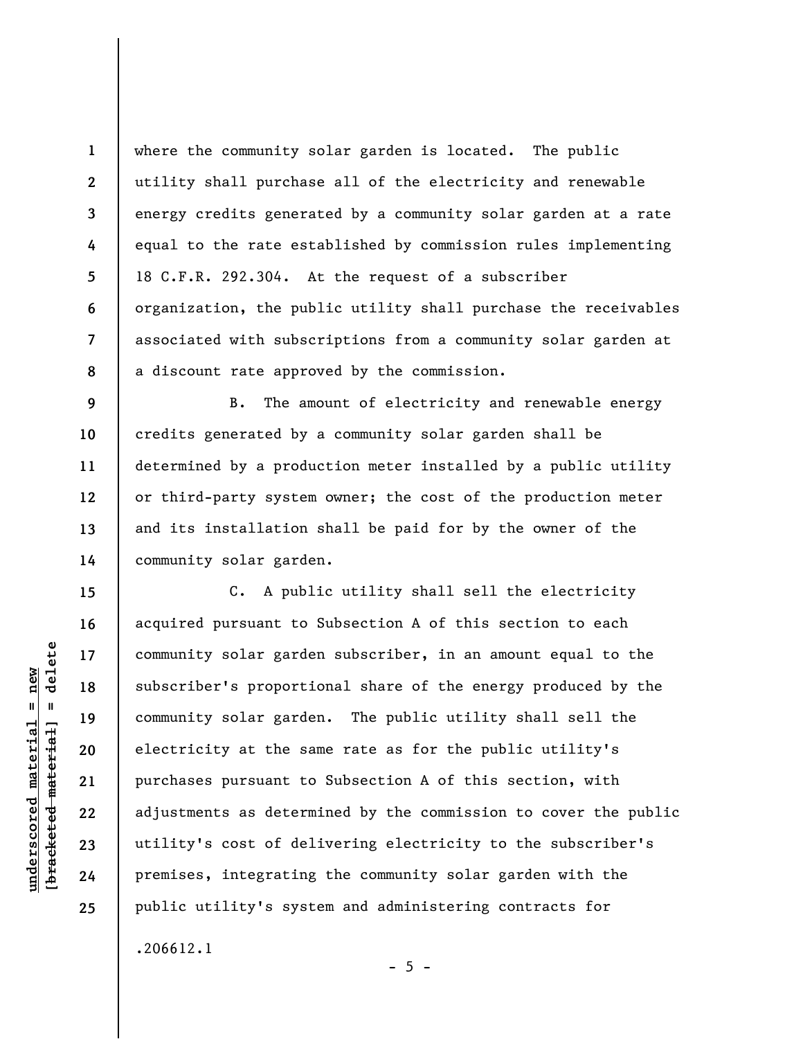where the community solar garden is located. The public utility shall purchase all of the electricity and renewable energy credits generated by a community solar garden at a rate equal to the rate established by commission rules implementing 18 C.F.R. 292.304. At the request of a subscriber organization, the public utility shall purchase the receivables associated with subscriptions from a community solar garden at a discount rate approved by the commission.

B. The amount of electricity and renewable energy credits generated by a community solar garden shall be determined by a production meter installed by a public utility or third-party system owner; the cost of the production meter and its installation shall be paid for by the owner of the community solar garden.

C. A public utility shall sell the electricity acquired pursuant to Subsection A of this section to each community solar garden subscriber, in an amount equal to the subscriber's proportional share of the energy produced by the community solar garden. The public utility shall sell the electricity at the same rate as for the public utility's purchases pursuant to Subsection A of this section, with adjustments as determined by the commission to cover the public utility's cost of delivering electricity to the subscriber's premises, integrating the community solar garden with the public utility's system and administering contracts for

.206612.1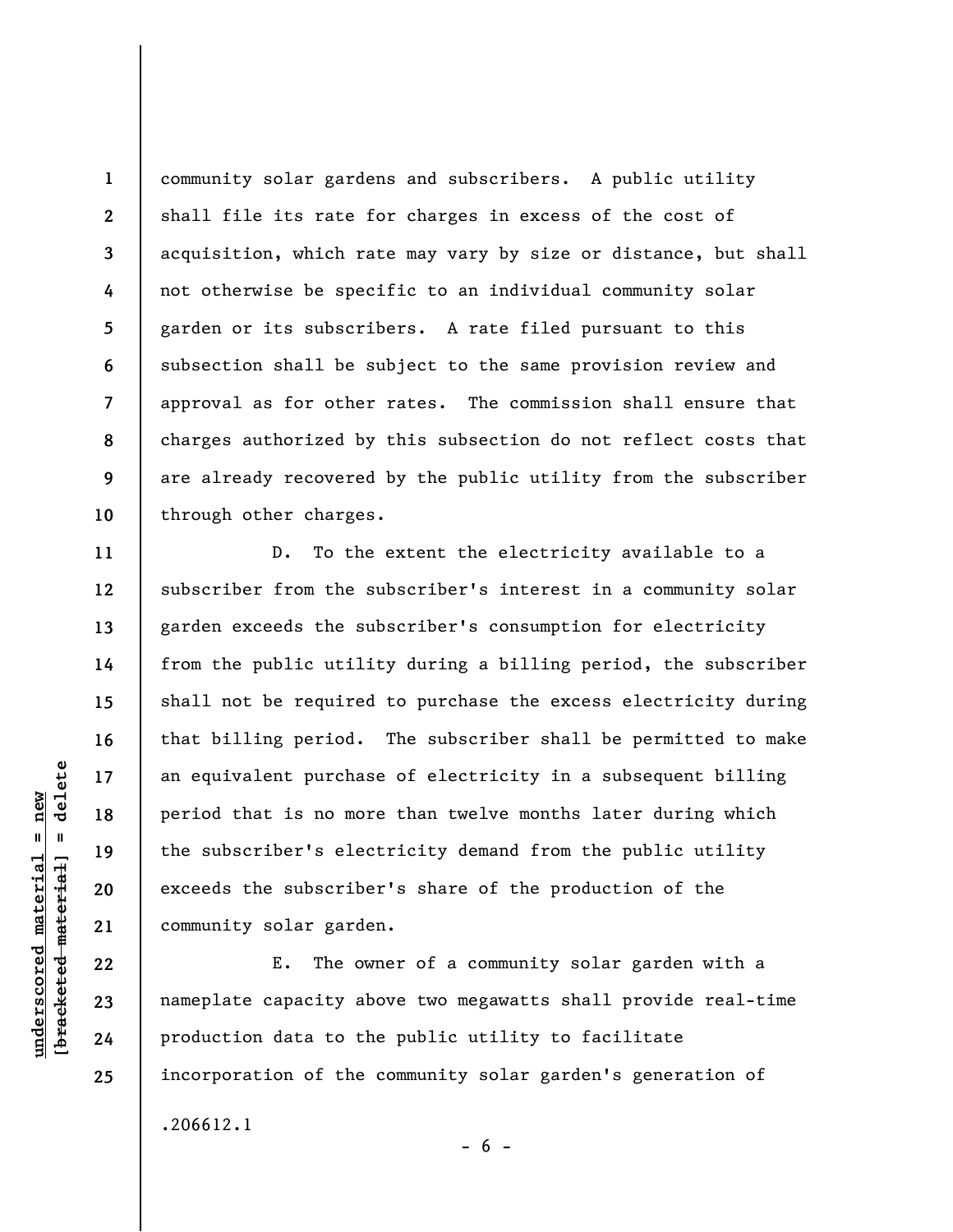community solar gardens and subscribers. A public utility shall file its rate for charges in excess of the cost of acquisition, which rate may vary by size or distance, but shall not otherwise be specific to an individual community solar garden or its subscribers. A rate filed pursuant to this subsection shall be subject to the same provision review and approval as for other rates. The commission shall ensure that charges authorized by this subsection do not reflect costs that are already recovered by the public utility from the subscriber through other charges.

D. To the extent the electricity available to a subscriber from the subscriber's interest in a community solar garden exceeds the subscriber's consumption for electricity from the public utility during a billing period, the subscriber shall not be required to purchase the excess electricity during that billing period. The subscriber shall be permitted to make an equivalent purchase of electricity in a subsequent billing period that is no more than twelve months later during which the subscriber's electricity demand from the public utility exceeds the subscriber's share of the production of the community solar garden.

E. The owner of a community solar garden with a nameplate capacity above two megawatts shall provide real-time production data to the public utility to facilitate incorporation of the community solar garden's generation of

.206612.1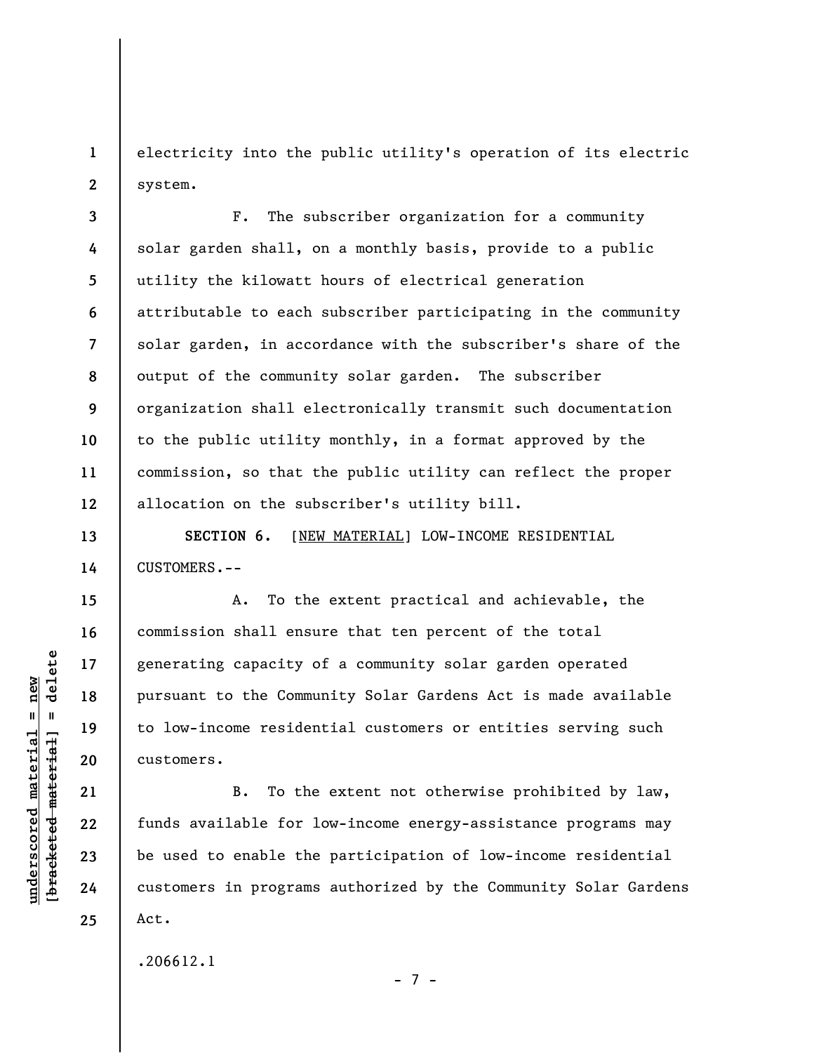electricity into the public utility's operation of its electric system.

F. The subscriber organization for a community solar garden shall, on a monthly basis, provide to a public utility the kilowatt hours of electrical generation attributable to each subscriber participating in the community solar garden, in accordance with the subscriber's share of the output of the community solar garden. The subscriber organization shall electronically transmit such documentation to the public utility monthly, in a format approved by the commission, so that the public utility can reflect the proper allocation on the subscriber's utility bill.

**SECTION 6.** [NEW MATERIAL] LOW-INCOME RESIDENTIAL CUSTOMERS.--

A. To the extent practical and achievable, the commission shall ensure that ten percent of the total generating capacity of a community solar garden operated pursuant to the Community Solar Gardens Act is made available to low-income residential customers or entities serving such customers.

B. To the extent not otherwise prohibited by law, funds available for low-income energy-assistance programs may be used to enable the participation of low-income residential customers in programs authorized by the Community Solar Gardens Act.

.206612.1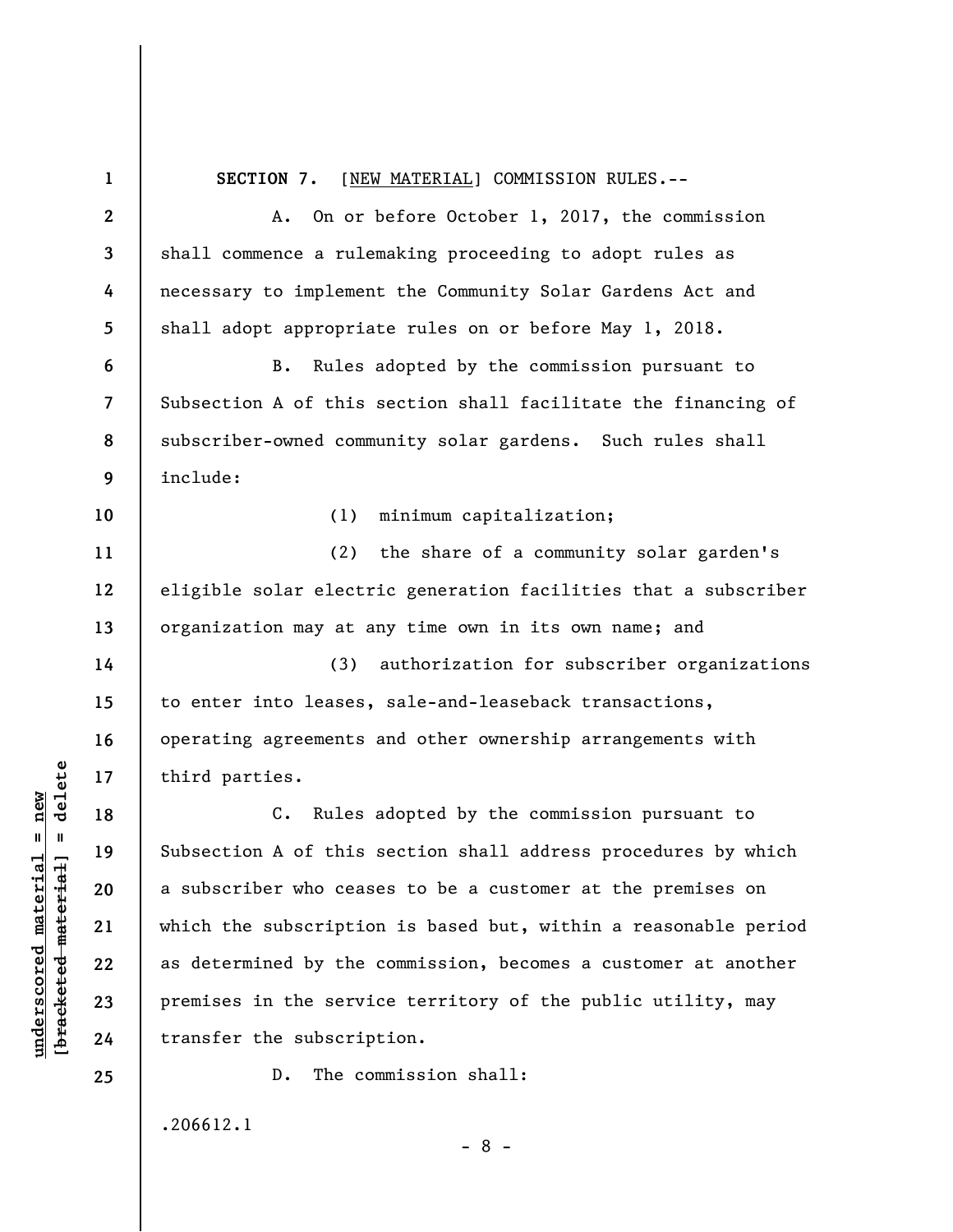**SECTION 7.** [NEW MATERIAL] COMMISSION RULES.--

A. On or before October 1, 2017, the commission shall commence a rulemaking proceeding to adopt rules as necessary to implement the Community Solar Gardens Act and shall adopt appropriate rules on or before May 1, 2018.

B. Rules adopted by the commission pursuant to Subsection A of this section shall facilitate the financing of subscriber-owned community solar gardens. Such rules shall include:

(1) minimum capitalization;

(2) the share of a community solar garden's eligible solar electric generation facilities that a subscriber organization may at any time own in its own name; and

(3) authorization for subscriber organizations to enter into leases, sale-and-leaseback transactions, operating agreements and other ownership arrangements with third parties.

C. Rules adopted by the commission pursuant to Subsection A of this section shall address procedures by which a subscriber who ceases to be a customer at the premises on which the subscription is based but, within a reasonable period as determined by the commission, becomes a customer at another premises in the service territory of the public utility, may transfer the subscription.

D. The commission shall:

.206612.1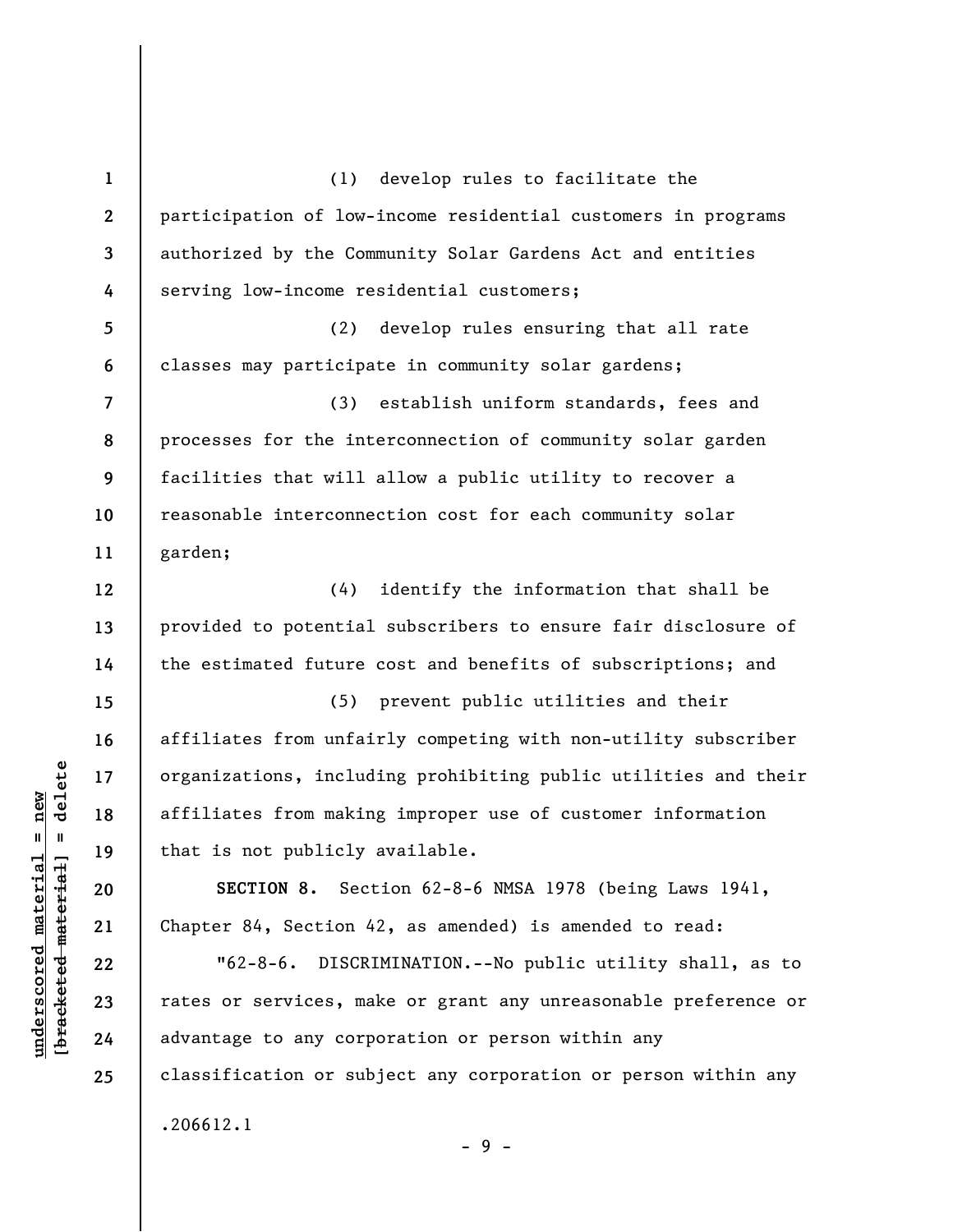(1) develop rules to facilitate the participation of low-income residential customers in programs authorized by the Community Solar Gardens Act and entities serving low-income residential customers;

(2) develop rules ensuring that all rate classes may participate in community solar gardens;

(3) establish uniform standards, fees and processes for the interconnection of community solar garden facilities that will allow a public utility to recover a reasonable interconnection cost for each community solar garden;

(4) identify the information that shall be provided to potential subscribers to ensure fair disclosure of the estimated future cost and benefits of subscriptions; and

(5) prevent public utilities and their affiliates from unfairly competing with non-utility subscriber organizations, including prohibiting public utilities and their affiliates from making improper use of customer information that is not publicly available.

**SECTION 8.** Section 62-8-6 NMSA 1978 (being Laws 1941, Chapter 84, Section 42, as amended) is amended to read:

"62-8-6. DISCRIMINATION.--No public utility shall, as to rates or services, make or grant any unreasonable preference or advantage to any corporation or person within any classification or subject any corporation or person within any

.206612.1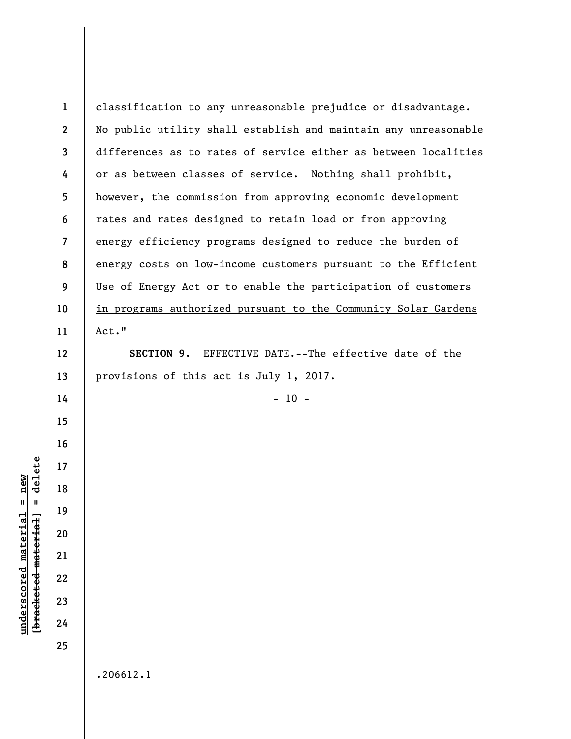classification to any unreasonable prejudice or disadvantage. No public utility shall establish and maintain any unreasonable differences as to rates of service either as between localities or as between classes of service. Nothing shall prohibit, however, the commission from approving economic development rates and rates designed to retain load or from approving energy efficiency programs designed to reduce the burden of energy costs on low-income customers pursuant to the Efficient Use of Energy Act <u>or to enable the participation of customers in programs authorized pursuant to the Community Solar Gardens Act</u>."

**SECTION 9.** EFFECTIVE DATE.--The effective date of the provisions of this act is July 1, 2017.

.206612.1